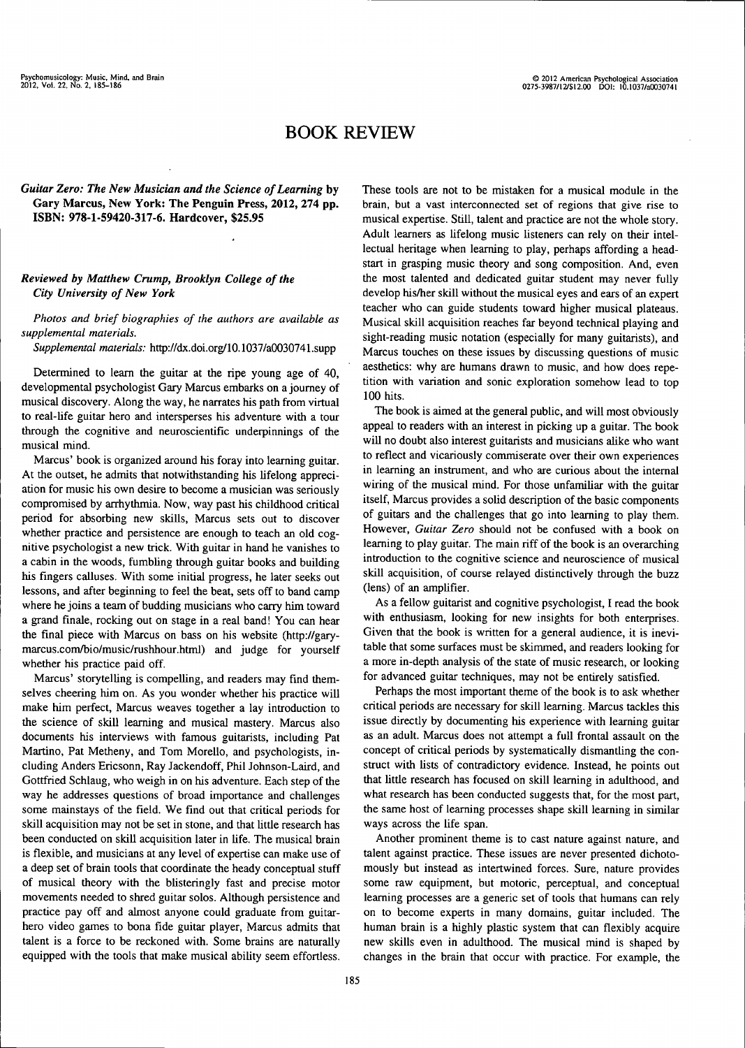# BOOK REVIEW

***Guitar Zero: The New Musician and the Science of Learning*** **by Gary Marcus, New York: The Penguin Press, 2012, 274 pp. ISBN: 978-1-59420-317-6. Hardcover, $25.95**

***Reviewed by Matthew Crump, Brooklyn College of the City University of New York***

*Photos and brief biographies of the authors are available as supplemental materials.*

*Supplemental materials:* http://dx.doi.org/10.1037/a0030741.supp

Determined to learn the guitar at the ripe young age of 40, developmental psychologist Gary Marcus embarks on a journey of musical discovery. Along the way, he narrates his path from virtual to real-life guitar hero and intersperses his adventure with a tour through the cognitive and neuroscientific underpinnings of the musical mind.

Marcus' book is organized around his foray into learning guitar. At the outset, he admits that notwithstanding his lifelong appreciation for music his own desire to become a musician was seriously compromised by arrhythmia. Now, way past his childhood critical period for absorbing new skills, Marcus sets out to discover whether practice and persistence are enough to teach an old cognitive psychologist a new trick. With guitar in hand he vanishes to a cabin in the woods, fumbling through guitar books and building his fingers calluses. With some initial progress, he later seeks out lessons, and after beginning to feel the beat, sets off to band camp where he joins a team of budding musicians who carry him toward a grand finale, rocking out on stage in a real band! You can hear the final piece with Marcus on bass on his website (http://garymarcus.com/bio/music/rushhour.html) and judge for yourself whether his practice paid off.

Marcus' storytelling is compelling, and readers may find themselves cheering him on. As you wonder whether his practice will make him perfect, Marcus weaves together a lay introduction to the science of skill learning and musical mastery. Marcus also documents his interviews with famous guitarists, including Pat Martino, Pat Metheny, and Tom Morello, and psychologists, including Anders Ericsonn, Ray Jackendoff, Phil Johnson-Laird, and Gottfried Schlaug, who weigh in on his adventure. Each step of the way he addresses questions of broad importance and challenges some mainstays of the field. We find out that critical periods for skill acquisition may not be set in stone, and that little research has been conducted on skill acquisition later in life. The musical brain is flexible, and musicians at any level of expertise can make use of a deep set of brain tools that coordinate the heady conceptual stuff of musical theory with the blisteringly fast and precise motor movements needed to shred guitar solos. Although persistence and practice pay off and almost anyone could graduate from guitar-hero video games to bona fide guitar player, Marcus admits that talent is a force to be reckoned with. Some brains are naturally equipped with the tools that make musical ability seem effortless. These tools are not to be mistaken for a musical module in the brain, but a vast interconnected set of regions that give rise to musical expertise. Still, talent and practice are not the whole story. Adult learners as lifelong music listeners can rely on their intellectual heritage when learning to play, perhaps affording a head-start in grasping music theory and song composition. And, even the most talented and dedicated guitar student may never fully develop his/her skill without the musical eyes and ears of an expert teacher who can guide students toward higher musical plateaus. Musical skill acquisition reaches far beyond technical playing and sight-reading music notation (especially for many guitarists), and Marcus touches on these issues by discussing questions of music aesthetics: why are humans drawn to music, and how does repetition with variation and sonic exploration somehow lead to top 100 hits.

The book is aimed at the general public, and will most obviously appeal to readers with an interest in picking up a guitar. The book will no doubt also interest guitarists and musicians alike who want to reflect and vicariously commiserate over their own experiences in learning an instrument, and who are curious about the internal wiring of the musical mind. For those unfamiliar with the guitar itself, Marcus provides a solid description of the basic components of guitars and the challenges that go into learning to play them. However, *Guitar Zero* should not be confused with a book on learning to play guitar. The main riff of the book is an overarching introduction to the cognitive science and neuroscience of musical skill acquisition, of course relayed distinctively through the buzz (lens) of an amplifier.

As a fellow guitarist and cognitive psychologist, I read the book with enthusiasm, looking for new insights for both enterprises. Given that the book is written for a general audience, it is inevitable that some surfaces must be skimmed, and readers looking for a more in-depth analysis of the state of music research, or looking for advanced guitar techniques, may not be entirely satisfied.

Perhaps the most important theme of the book is to ask whether critical periods are necessary for skill learning. Marcus tackles this issue directly by documenting his experience with learning guitar as an adult. Marcus does not attempt a full frontal assault on the concept of critical periods by systematically dismantling the construct with lists of contradictory evidence. Instead, he points out that little research has focused on skill learning in adulthood, and what research has been conducted suggests that, for the most part, the same host of learning processes shape skill learning in similar ways across the life span.

Another prominent theme is to cast nature against nature, and talent against practice. These issues are never presented dichotomously but instead as intertwined forces. Sure, nature provides some raw equipment, but motoric, perceptual, and conceptual learning processes are a generic set of tools that humans can rely on to become experts in many domains, guitar included. The human brain is a highly plastic system that can flexibly acquire new skills even in adulthood. The musical mind is shaped by changes in the brain that occur with practice. For example, the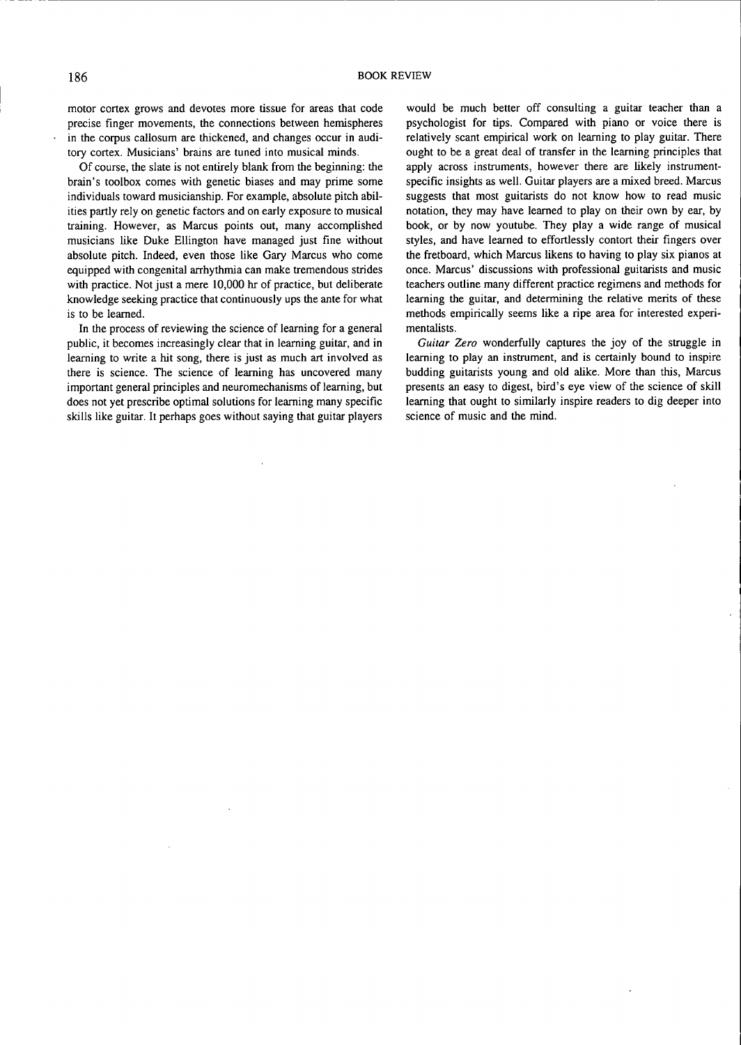motor cortex grows and devotes more tissue for areas that code precise finger movements, the connections between hemispheres in the corpus callosum are thickened, and changes occur in auditory cortex. Musicians' brains are tuned into musical minds.

Of course, the slate is not entirely blank from the beginning: the brain's toolbox comes with genetic biases and may prime some individuals toward musicianship. For example, absolute pitch abilities partly rely on genetic factors and on early exposure to musical training. However, as Marcus points out, many accomplished musicians like Duke Ellington have managed just fine without absolute pitch. Indeed, even those like Gary Marcus who come equipped with congenital arrhythmia can make tremendous strides with practice. Not just a mere 10,000 hr of practice, but deliberate knowledge seeking practice that continuously ups the ante for what is to be learned.

In the process of reviewing the science of learning for a general public, it becomes increasingly clear that in learning guitar, and in learning to write a hit song, there is just as much art involved as there is science. The science of learning has uncovered many important general principles and neuromechanisms of learning, but does not yet prescribe optimal solutions for learning many specific skills like guitar. It perhaps goes without saying that guitar players would be much better off consulting a guitar teacher than a psychologist for tips. Compared with piano or voice there is relatively scant empirical work on learning to play guitar. There ought to be a great deal of transfer in the learning principles that apply across instruments, however there are likely instrument-specific insights as well. Guitar players are a mixed breed. Marcus suggests that most guitarists do not know how to read music notation, they may have learned to play on their own by ear, by book, or by now youtube. They play a wide range of musical styles, and have learned to effortlessly contort their fingers over the fretboard, which Marcus likens to having to play six pianos at once. Marcus' discussions with professional guitarists and music teachers outline many different practice regimens and methods for learning the guitar, and determining the relative merits of these methods empirically seems like a ripe area for interested experimentalists.

*Guitar Zero* wonderfully captures the joy of the struggle in learning to play an instrument, and is certainly bound to inspire budding guitarists young and old alike. More than this, Marcus presents an easy to digest, bird's eye view of the science of skill learning that ought to similarly inspire readers to dig deeper into science of music and the mind.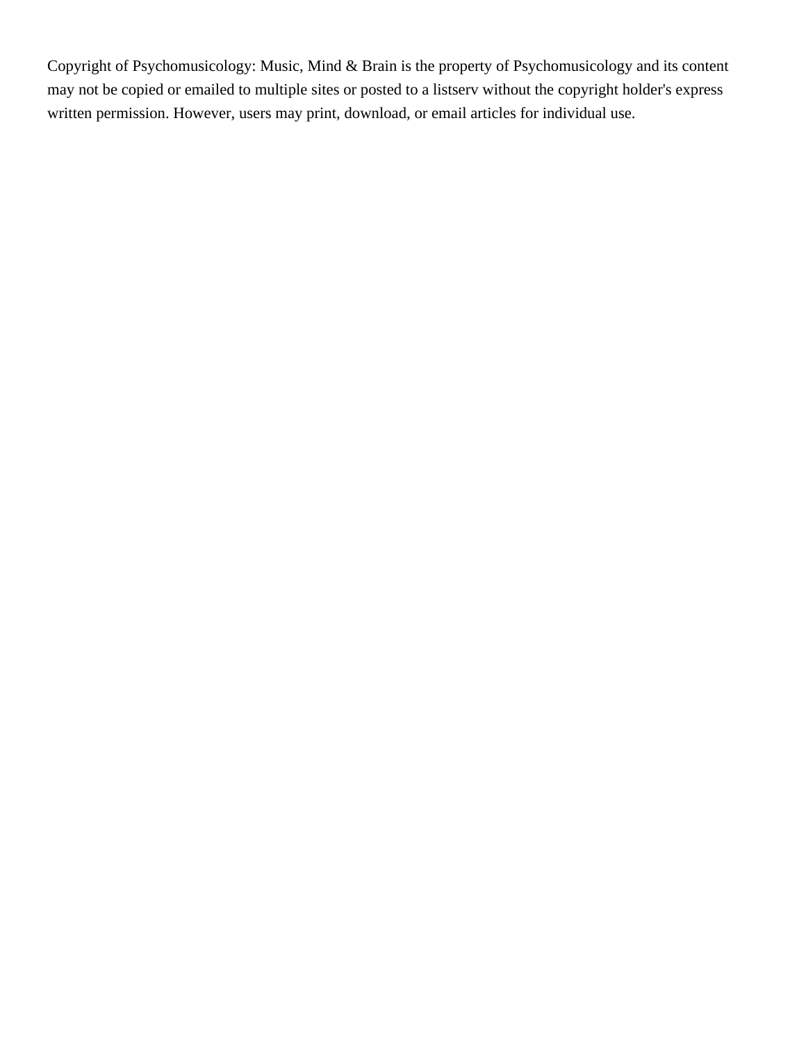Copyright of Psychomusicology: Music, Mind & Brain is the property of Psychomusicology and its content may not be copied or emailed to multiple sites or posted to a listserv without the copyright holder's express written permission. However, users may print, download, or email articles for individual use.